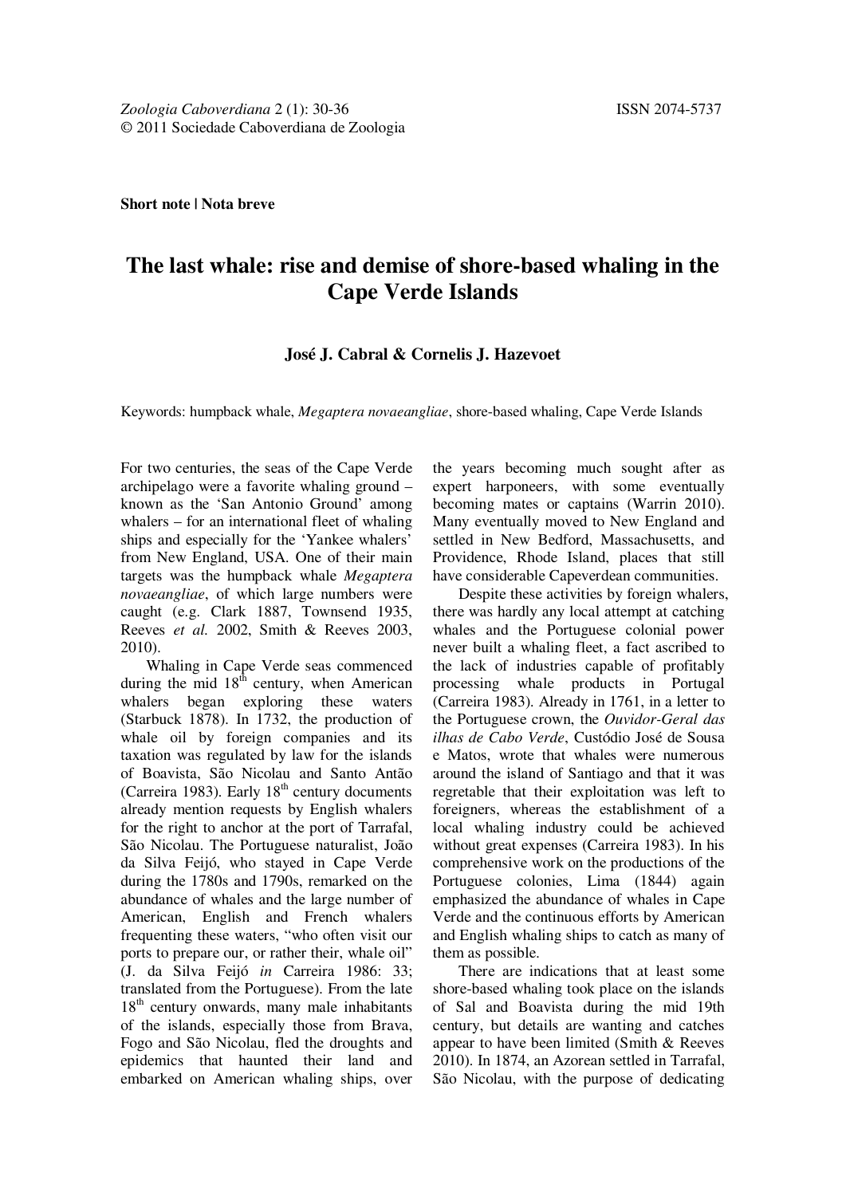Short note | Nota breve

# The last whale: rise and demise of shore-based whaling in the Cape Verde Islands

**José J. Cabral & Cornelis J. Hazevoet**

Keywords: humpback whale, *Megaptera novaeangliae*, shore-based whaling, Cape Verde Islands

For two centuries, the seas of the Cape Verde archipelago were a favorite whaling ground – known as the 'San Antonio Ground' among whalers – for an international fleet of whaling ships and especially for the 'Yankee whalers' from New England, USA. One of their main targets was the humpback whale *Megaptera novaeangliae*, of which large numbers were caught (e.g. Clark 1887, Townsend 1935, Reeves *et al.* 2002, Smith & Reeves 2003, 2010).

Whaling in Cape Verde seas commenced during the mid 18th century, when American whalers began exploring these waters (Starbuck 1878). In 1732, the production of whale oil by foreign companies and its taxation was regulated by law for the islands of Boavista, São Nicolau and Santo Antão (Carreira 1983). Early 18th century documents already mention requests by English whalers for the right to anchor at the port of Tarrafal, São Nicolau. The Portuguese naturalist, João da Silva Feijó, who stayed in Cape Verde during the 1780s and 1790s, remarked on the abundance of whales and the large number of American, English and French whalers frequenting these waters, "who often visit our ports to prepare our, or rather their, whale oil" (J. da Silva Feijó *in* Carreira 1986: 33; translated from the Portuguese). From the late 18th century onwards, many male inhabitants of the islands, especially those from Brava, Fogo and São Nicolau, fled the droughts and epidemics that haunted their land and embarked on American whaling ships, over the years becoming much sought after as expert harpooneers, with some eventually becoming mates or captains (Warrin 2010). Many eventually moved to New England and settled in New Bedford, Massachusetts, and Providence, Rhode Island, places that still have considerable Capeverdean communities.

Despite these activities by foreign whalers, there was hardly any local attempt at catching whales and the Portuguese colonial power never built a whaling fleet, a fact ascribed to the lack of industries capable of profitably processing whale products in Portugal (Carreira 1983). Already in 1761, in a letter to the Portuguese crown, the *Ouvidor-Geral das ilhas de Cabo Verde*, Custódio José de Sousa e Matos, wrote that whales were numerous around the island of Santiago and that it was regretable that their exploitation was left to foreigners, whereas the establishment of a local whaling industry could be achieved without great expenses (Carreira 1983). In his comprehensive work on the productions of the Portuguese colonies, Lima (1844) again emphasized the abundance of whales in Cape Verde and the continuous efforts by American and English whaling ships to catch as many of them as possible.

There are indications that at least some shore-based whaling took place on the islands of Sal and Boavista during the mid 19th century, but details are wanting and catches appear to have been limited (Smith & Reeves 2010). In 1874, an Azorean settled in Tarrafal, São Nicolau, with the purpose of dedicating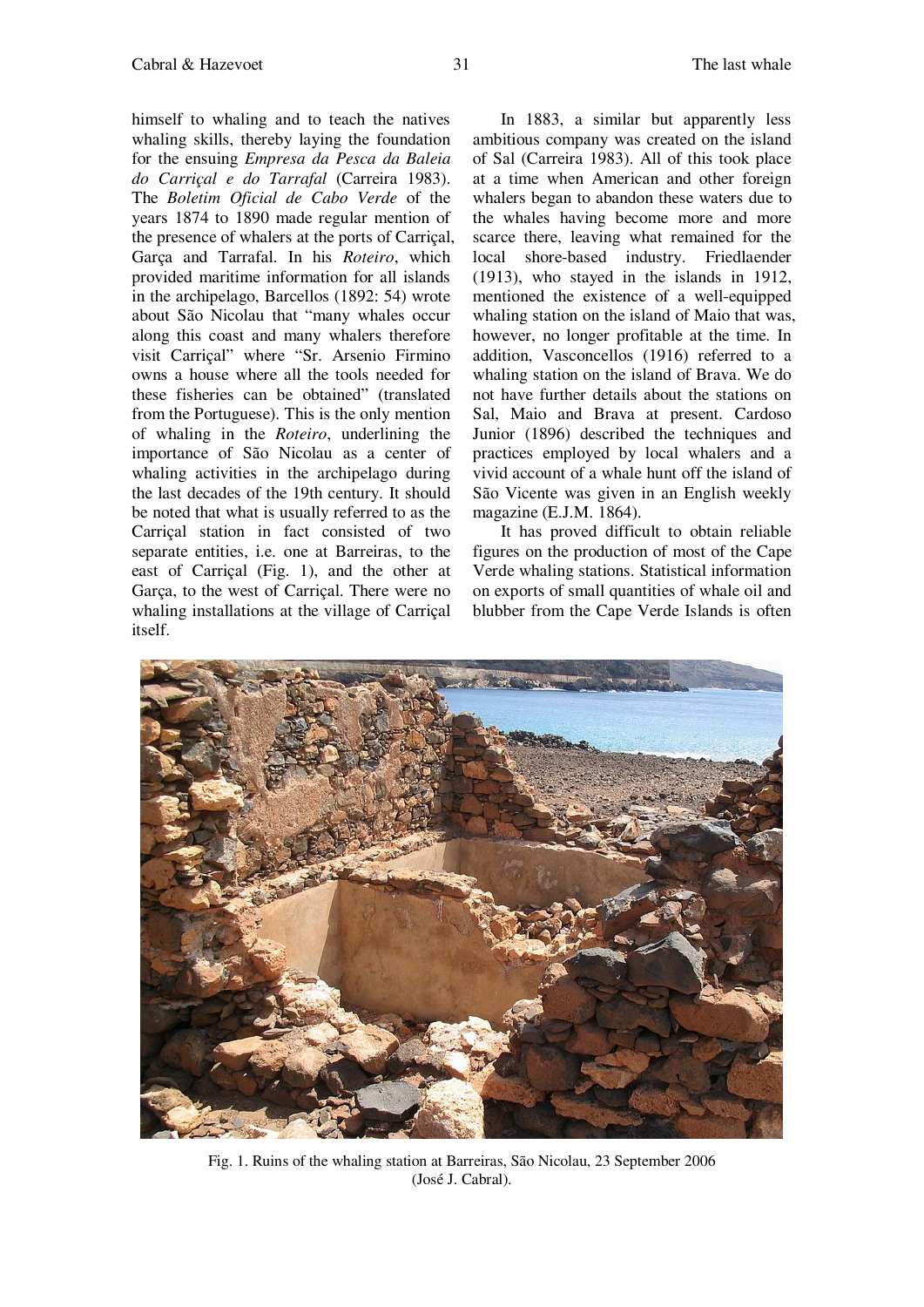himself to whaling and to teach the natives whaling skills, thereby laying the foundation for the ensuing *Empresa da Pesca da Baleia do Carriçal e do Tarrafal* (Carreira 1983). The *Boletim Oficial de Cabo Verde* of the years 1874 to 1890 made regular mention of the presence of whalers at the ports of Carriçal, Garça and Tarrafal. In his *Roteiro*, which provided maritime information for all islands in the archipelago, Barcellos (1892: 54) wrote about São Nicolau that "many whales occur along this coast and many whalers therefore visit Carriçal" where "Sr. Arsenio Firmino owns a house where all the tools needed for these fisheries can be obtained" (translated from the Portuguese). This is the only mention of whaling in the *Roteiro*, underlining the importance of São Nicolau as a center of whaling activities in the archipelago during the last decades of the 19th century. It should be noted that what is usually referred to as the Carriçal station in fact consisted of two separate entities, i.e. one at Barreiras, to the east of Carriçal (Fig. 1), and the other at Garça, to the west of Carriçal. There were no whaling installations at the village of Carriçal itself.

In 1883, a similar but apparently less ambitious company was created on the island of Sal (Carreira 1983). All of this took place at a time when American and other foreign whalers began to abandon these waters due to the whales having become more and more scarce there, leaving what remained for the local shore-based industry. Friedlaender (1913), who stayed in the islands in 1912, mentioned the existence of a well-equipped whaling station on the island of Maio that was, however, no longer profitable at the time. In addition, Vasconcellos (1916) referred to a whaling station on the island of Brava. We do not have further details about the stations on Sal, Maio and Brava at present. Cardoso Junior (1896) described the techniques and practices employed by local whalers and a vivid account of a whale hunt off the island of São Vicente was given in an English weekly magazine (E.J.M. 1864).

It has proved difficult to obtain reliable figures on the production of most of the Cape Verde whaling stations. Statistical information on exports of small quantities of whale oil and blubber from the Cape Verde Islands is often

Fig. 1. Ruins of the whaling station at Barreiras, São Nicolau, 23 September 2006 (José J. Cabral).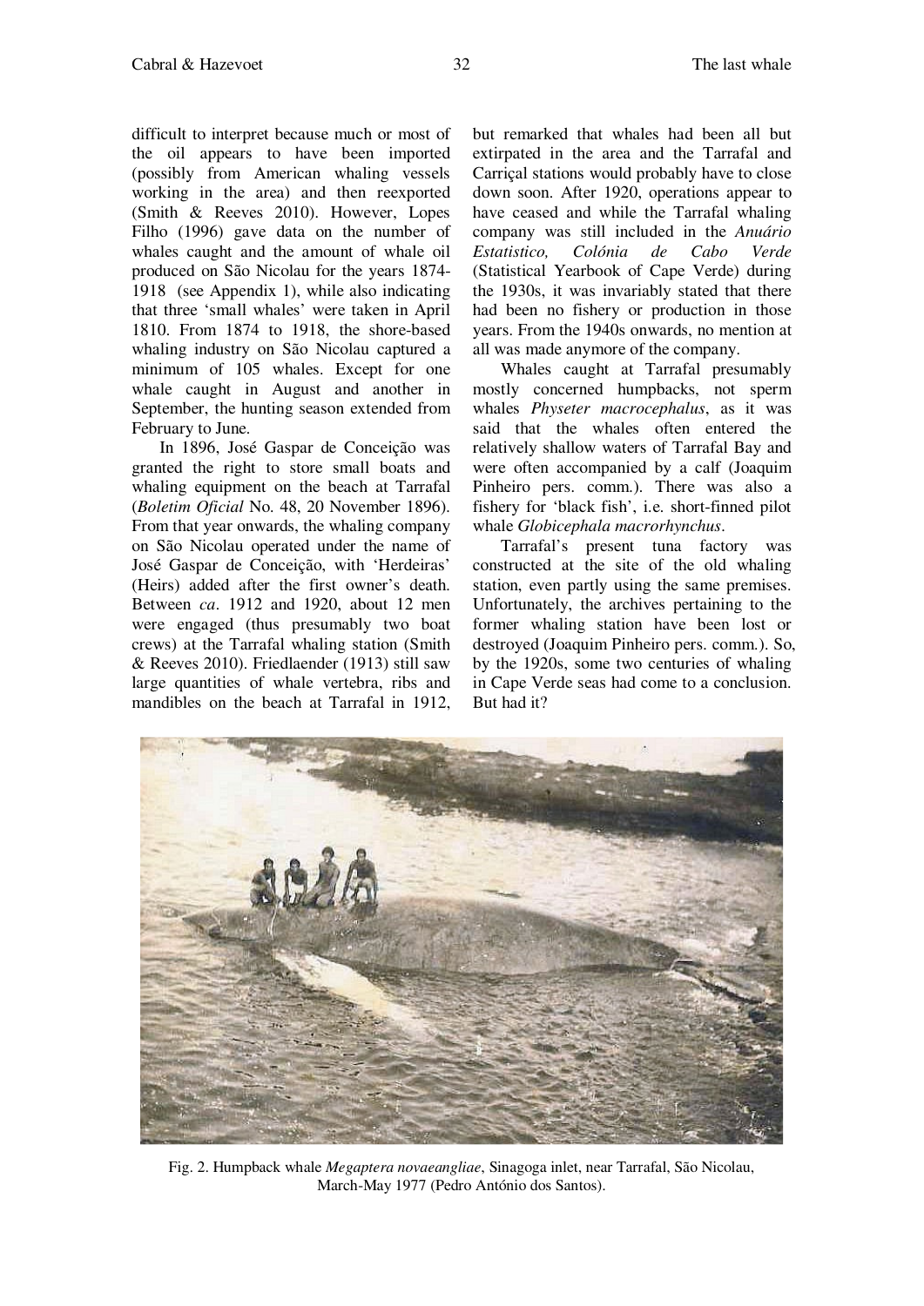difficult to interpret because much or most of the oil appears to have been imported (possibly from American whaling vessels working in the area) and then reexported (Smith & Reeves 2010). However, Lopes Filho (1996) gave data on the number of whales caught and the amount of whale oil produced on São Nicolau for the years 1874-1918 (see Appendix 1), while also indicating that three 'small whales' were taken in April 1810. From 1874 to 1918, the shore-based whaling industry on São Nicolau captured a minimum of 105 whales. Except for one whale caught in August and another in September, the hunting season extended from February to June.

In 1896, José Gaspar de Conceição was granted the right to store small boats and whaling equipment on the beach at Tarrafal (*Boletim Oficial* No. 48, 20 November 1896). From that year onwards, the whaling company on São Nicolau operated under the name of José Gaspar de Conceição, with 'Herdeiras' (Heirs) added after the first owner's death. Between *ca*. 1912 and 1920, about 12 men were engaged (thus presumably two boat crews) at the Tarrafal whaling station (Smith & Reeves 2010). Friedlaender (1913) still saw large quantities of whale vertebra, ribs and mandibles on the beach at Tarrafal in 1912, but remarked that whales had been all but extirpated in the area and the Tarrafal and Carriçal stations would probably have to close down soon. After 1920, operations appear to have ceased and while the Tarrafal whaling company was still included in the *Anuário Estatistico, Colónia de Cabo Verde* (Statistical Yearbook of Cape Verde) during the 1930s, it was invariably stated that there had been no fishery or production in those years. From the 1940s onwards, no mention at all was made anymore of the company.

Whales caught at Tarrafal presumably mostly concerned humpbacks, not sperm whales *Physeter macrocephalus*, as it was said that the whales often entered the relatively shallow waters of Tarrafal Bay and were often accompanied by a calf (Joaquim Pinheiro pers. comm.). There was also a fishery for 'black fish', i.e. short-finned pilot whale *Globicephala macrorhynchus*.

Tarrafal's present tuna factory was constructed at the site of the old whaling station, even partly using the same premises. Unfortunately, the archives pertaining to the former whaling station have been lost or destroyed (Joaquim Pinheiro pers. comm.). So, by the 1920s, some two centuries of whaling in Cape Verde seas had come to a conclusion. But had it?

Fig. 2. Humpback whale *Megaptera novaeangliae*, Sinagoga inlet, near Tarrafal, São Nicolau, March-May 1977 (Pedro António dos Santos).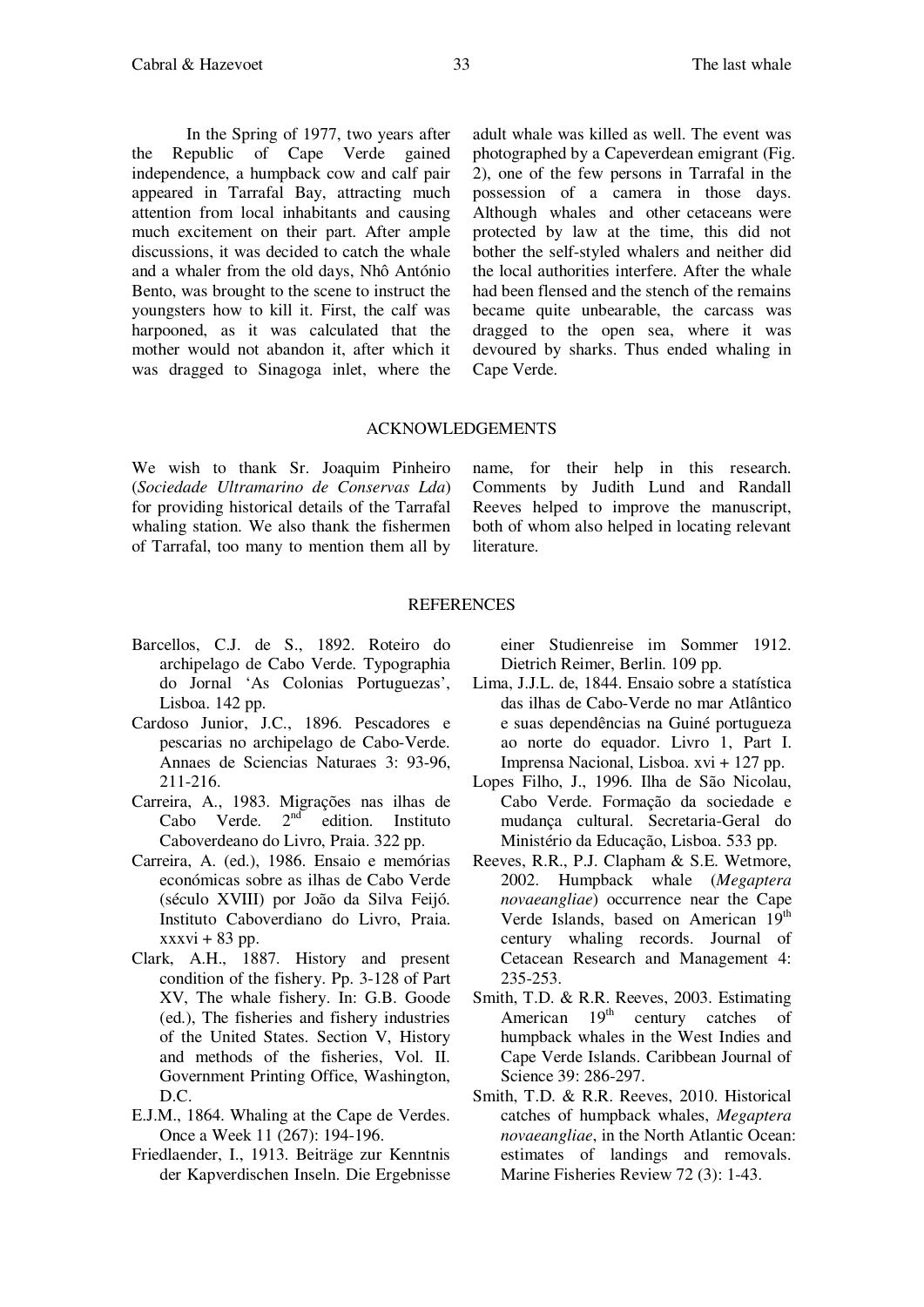In the Spring of 1977, two years after the Republic of Cape Verde gained independence, a humpback cow and calf pair appeared in Tarrafal Bay, attracting much attention from local inhabitants and causing much excitement on their part. After ample discussions, it was decided to catch the whale and a whaler from the old days, Nhô António Bento, was brought to the scene to instruct the youngsters how to kill it. First, the calf was harpooned, as it was calculated that the mother would not abandon it, after which it was dragged to Sinagoga inlet, where the adult whale was killed as well. The event was photographed by a Capeverdean emigrant (Fig. 2), one of the few persons in Tarrafal in the possession of a camera in those days. Although whales and other cetaceans were protected by law at the time, this did not bother the self-styled whalers and neither did the local authorities interfere. After the whale had been flensed and the stench of the remains became quite unbearable, the carcass was dragged to the open sea, where it was devoured by sharks. Thus ended whaling in Cape Verde.

## ACKNOWLEDGEMENTS

We wish to thank Sr. Joaquim Pinheiro (*Sociedade Ultramarino de Conservas Lda*) for providing historical details of the Tarrafal whaling station. We also thank the fishermen of Tarrafal, too many to mention them all by name, for their help in this research. Comments by Judith Lund and Randall Reeves helped to improve the manuscript, both of whom also helped in locating relevant literature.

## REFERENCES

- Barcellos, C.J. de S., 1892. Roteiro do archipelago de Cabo Verde. Typographia do Jornal 'As Colonias Portuguezas', Lisboa. 142 pp.
- Cardoso Junior, J.C., 1896. Pescadores e pescarias no archipelago de Cabo-Verde. Annaes de Sciencias Naturaes 3: 93-96, 211-216.
- Carreira, A., 1983. Migrações nas ilhas de Cabo Verde. 2nd edition. Instituto Caboverdeano do Livro, Praia. 322 pp.
- Carreira, A. (ed.), 1986. Ensaio e memórias económicas sobre as ilhas de Cabo Verde (século XVIII) por João da Silva Feijó. Instituto Caboverdiano do Livro, Praia. xxxvi + 83 pp.
- Clark, A.H., 1887. History and present condition of the fishery. Pp. 3-128 of Part XV, The whale fishery. In: G.B. Goode (ed.), The fisheries and fishery industries of the United States. Section V, History and methods of the fisheries, Vol. II. Government Printing Office, Washington, D.C.
- E.J.M., 1864. Whaling at the Cape de Verdes. Once a Week 11 (267): 194-196.
- Friedlaender, I., 1913. Beiträge zur Kenntnis der Kapverdischen Inseln. Die Ergebnisse einer Studienreise im Sommer 1912. Dietrich Reimer, Berlin. 109 pp.
- Lima, J.J.L. de, 1844. Ensaio sobre a statística das ilhas de Cabo-Verde no mar Atlântico e suas dependências na Guiné portugueza ao norte do equador. Livro 1, Part I. Imprensa Nacional, Lisboa. xvi + 127 pp.
- Lopes Filho, J., 1996. Ilha de São Nicolau, Cabo Verde. Formação da sociedade e mudança cultural. Secretaria-Geral do Ministério da Educação, Lisboa. 533 pp.
- Reeves, R.R., P.J. Clapham & S.E. Wetmore, 2002. Humpback whale (*Megaptera novaeangliae*) occurrence near the Cape Verde Islands, based on American 19th century whaling records. Journal of Cetacean Research and Management 4: 235-253.
- Smith, T.D. & R.R. Reeves, 2003. Estimating American 19th century catches of humpback whales in the West Indies and Cape Verde Islands. Caribbean Journal of Science 39: 286-297.
- Smith, T.D. & R.R. Reeves, 2010. Historical catches of humpback whales, *Megaptera novaeangliae*, in the North Atlantic Ocean: estimates of landings and removals. Marine Fisheries Review 72 (3): 1-43.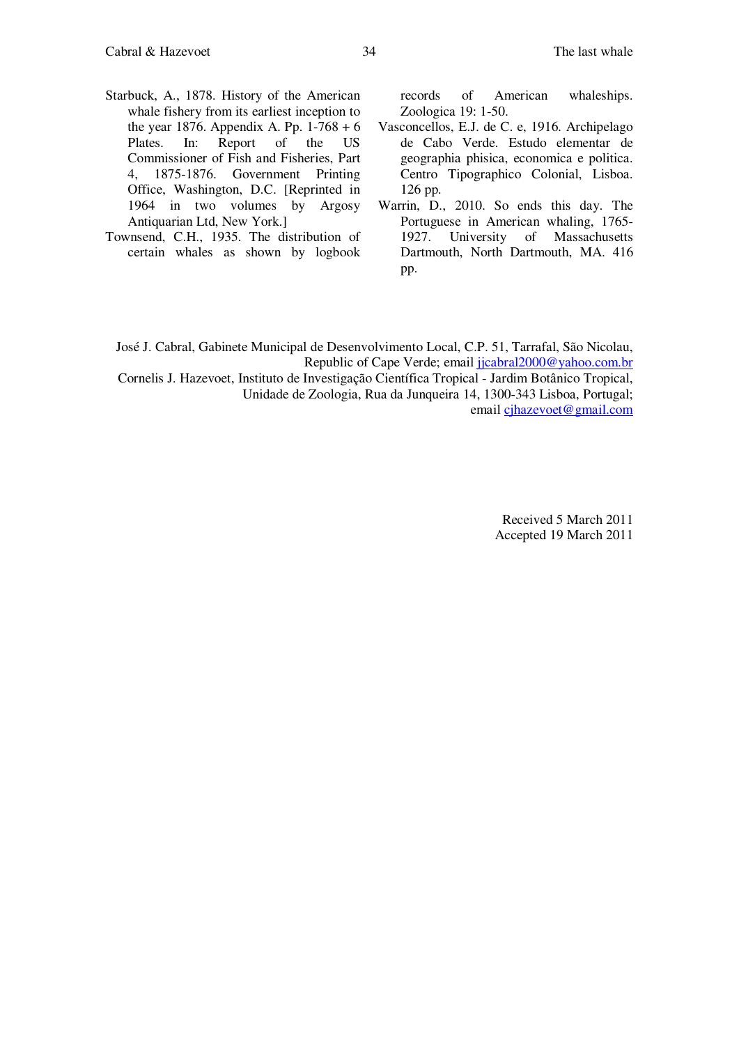Starbuck, A., 1878. History of the American whale fishery from its earliest inception to the year 1876. Appendix A. Pp. 1-768 + 6 Plates. In: Report of the US Commissioner of Fish and Fisheries, Part 4, 1875-1876. Government Printing Office, Washington, D.C. [Reprinted in 1964 in two volumes by Argosy Antiquarian Ltd, New York.]

Townsend, C.H., 1935. The distribution of certain whales as shown by logbook records of American whaleships. Zoologica 19: 1-50.

Vasconcellos, E.J. de C. e, 1916. Archipelago de Cabo Verde. Estudo elementar de geographia phisica, economica e politica. Centro Tipographico Colonial, Lisboa. 126 pp.

Warrin, D., 2010. So ends this day. The Portuguese in American whaling, 1765-1927. University of Massachusetts Dartmouth, North Dartmouth, MA. 416 pp.

José J. Cabral, Gabinete Municipal de Desenvolvimento Local, C.P. 51, Tarrafal, São Nicolau, Republic of Cape Verde; email jjcabral2000@yahoo.com.br

Cornelis J. Hazevoet, Instituto de Investigação Científica Tropical - Jardim Botânico Tropical, Unidade de Zoologia, Rua da Junqueira 14, 1300-343 Lisboa, Portugal; email cjhazevoet@gmail.com

Received 5 March 2011
Accepted 19 March 2011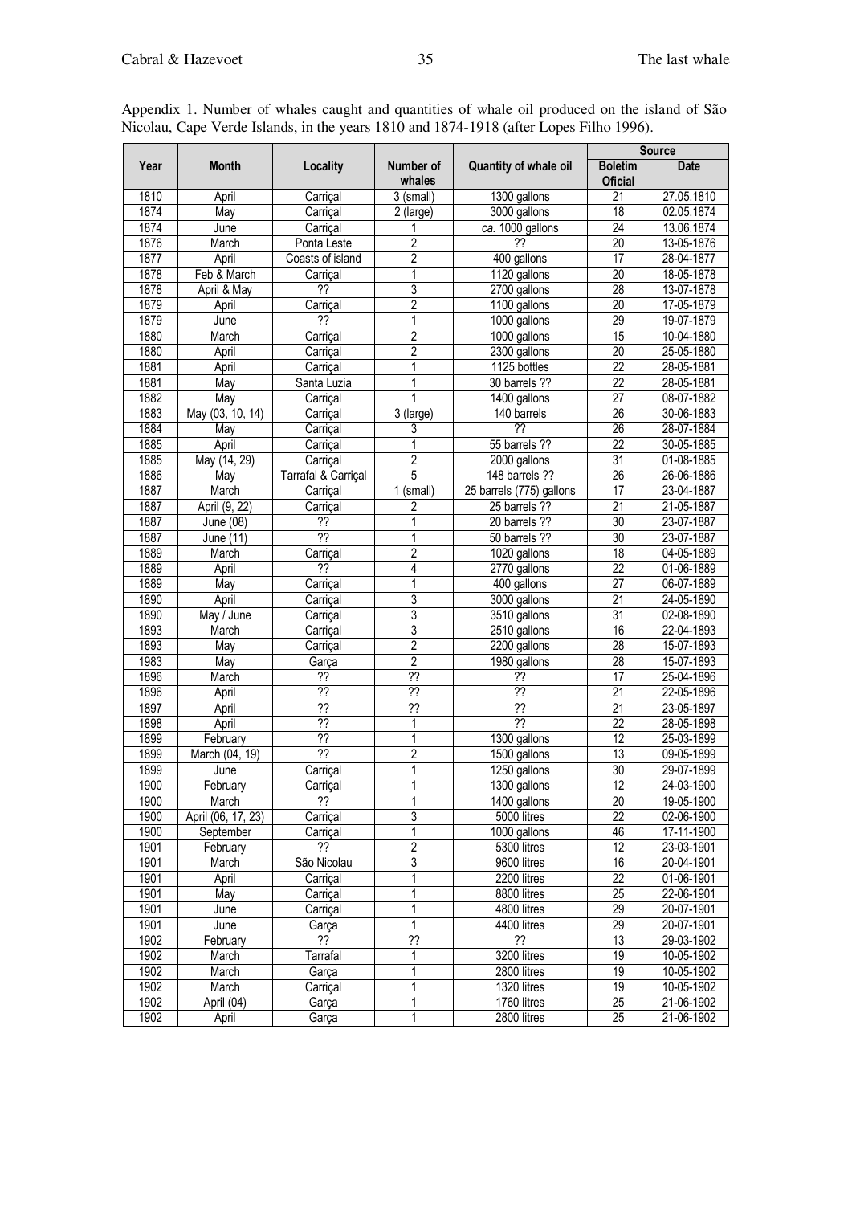Appendix 1. Number of whales caught and quantities of whale oil produced on the island of São Nicolau, Cape Verde Islands, in the years 1810 and 1874-1918 (after Lopes Filho 1996).

| Year | Month | Locality | Number of whales | Quantity of whale oil | Source | |
|---|---|---|---|---|---|---|
| | | | | | Boletim Oficial | Date |
| 1810 | April | Carriçal | 3 (small) | 1300 gallons | 21 | 27.05.1810 |
| 1874 | May | Carriçal | 2 (large) | 3000 gallons | 18 | 02.05.1874 |
| 1874 | June | Carriçal | 1 | *ca.* 1000 gallons | 24 | 13.06.1874 |
| 1876 | March | Ponta Leste | 2 | ?? | 20 | 13-05-1876 |
| 1877 | April | Coasts of island | 2 | 400 gallons | 17 | 28-04-1877 |
| 1878 | Feb & March | Carriçal | 1 | 1120 gallons | 20 | 18-05-1878 |
| 1878 | April & May | ?? | 3 | 2700 gallons | 28 | 13-07-1878 |
| 1879 | April | Carriçal | 2 | 1100 gallons | 20 | 17-05-1879 |
| 1879 | June | ?? | 1 | 1000 gallons | 29 | 19-07-1879 |
| 1880 | March | Carriçal | 2 | 1000 gallons | 15 | 10-04-1880 |
| 1880 | April | Carriçal | 2 | 2300 gallons | 20 | 25-05-1880 |
| 1881 | April | Carriçal | 1 | 1125 bottles | 22 | 28-05-1881 |
| 1881 | May | Santa Luzia | 1 | 30 barrels ?? | 22 | 28-05-1881 |
| 1882 | May | Carriçal | 1 | 1400 gallons | 27 | 08-07-1882 |
| 1883 | May (03, 10, 14) | Carriçal | 3 (large) | 140 barrels | 26 | 30-06-1883 |
| 1884 | May | Carriçal | 3 | ?? | 26 | 28-07-1884 |
| 1885 | April | Carriçal | 1 | 55 barrels ?? | 22 | 30-05-1885 |
| 1885 | May (14, 29) | Carriçal | 2 | 2000 gallons | 31 | 01-08-1885 |
| 1886 | May | Tarrafal & Carriçal | 5 | 148 barrels ?? | 26 | 26-06-1886 |
| 1887 | March | Carriçal | 1 (small) | 25 barrels (775) gallons | 17 | 23-04-1887 |
| 1887 | April (9, 22) | Carriçal | 2 | 25 barrels ?? | 21 | 21-05-1887 |
| 1887 | June (08) | ?? | 1 | 20 barrels ?? | 30 | 23-07-1887 |
| 1887 | June (11) | ?? | 1 | 50 barrels ?? | 30 | 23-07-1887 |
| 1889 | March | Carriçal | 2 | 1020 gallons | 18 | 04-05-1889 |
| 1889 | April | ?? | 4 | 2770 gallons | 22 | 01-06-1889 |
| 1889 | May | Carriçal | 1 | 400 gallons | 27 | 06-07-1889 |
| 1890 | April | Carriçal | 3 | 3000 gallons | 21 | 24-05-1890 |
| 1890 | May / June | Carriçal | 3 | 3510 gallons | 31 | 02-08-1890 |
| 1893 | March | Carriçal | 3 | 2510 gallons | 16 | 22-04-1893 |
| 1893 | May | Carriçal | 2 | 2200 gallons | 28 | 15-07-1893 |
| 1983 | May | Garça | 2 | 1980 gallons | 28 | 15-07-1893 |
| 1896 | March | ?? | ?? | ?? | 17 | 25-04-1896 |
| 1896 | April | ?? | ?? | ?? | 21 | 22-05-1896 |
| 1897 | April | ?? | ?? | ?? | 21 | 23-05-1897 |
| 1898 | April | ?? | 1 | ?? | 22 | 28-05-1898 |
| 1899 | February | ?? | 1 | 1300 gallons | 12 | 25-03-1899 |
| 1899 | March (04, 19) | ?? | 2 | 1500 gallons | 13 | 09-05-1899 |
| 1899 | June | Carriçal | 1 | 1250 gallons | 30 | 29-07-1899 |
| 1900 | February | Carriçal | 1 | 1300 gallons | 12 | 24-03-1900 |
| 1900 | March | ?? | 1 | 1400 gallons | 20 | 19-05-1900 |
| 1900 | April (06, 17, 23) | Carriçal | 3 | 5000 litres | 22 | 02-06-1900 |
| 1900 | September | Carriçal | 1 | 1000 gallons | 46 | 17-11-1900 |
| 1901 | February | ?? | 2 | 5300 litres | 12 | 23-03-1901 |
| 1901 | March | São Nicolau | 3 | 9600 litres | 16 | 20-04-1901 |
| 1901 | April | Carriçal | 1 | 2200 litres | 22 | 01-06-1901 |
| 1901 | May | Carriçal | 1 | 8800 litres | 25 | 22-06-1901 |
| 1901 | June | Carriçal | 1 | 4800 litres | 29 | 20-07-1901 |
| 1901 | June | Garça | 1 | 4400 litres | 29 | 20-07-1901 |
| 1902 | February | ?? | ?? | ?? | 13 | 29-03-1902 |
| 1902 | March | Tarrafal | 1 | 3200 litres | 19 | 10-05-1902 |
| 1902 | March | Garça | 1 | 2800 litres | 19 | 10-05-1902 |
| 1902 | March | Carriçal | 1 | 1320 litres | 19 | 10-05-1902 |
| 1902 | April (04) | Garça | 1 | 1760 litres | 25 | 21-06-1902 |
| 1902 | April | Garça | 1 | 2800 litres | 25 | 21-06-1902 |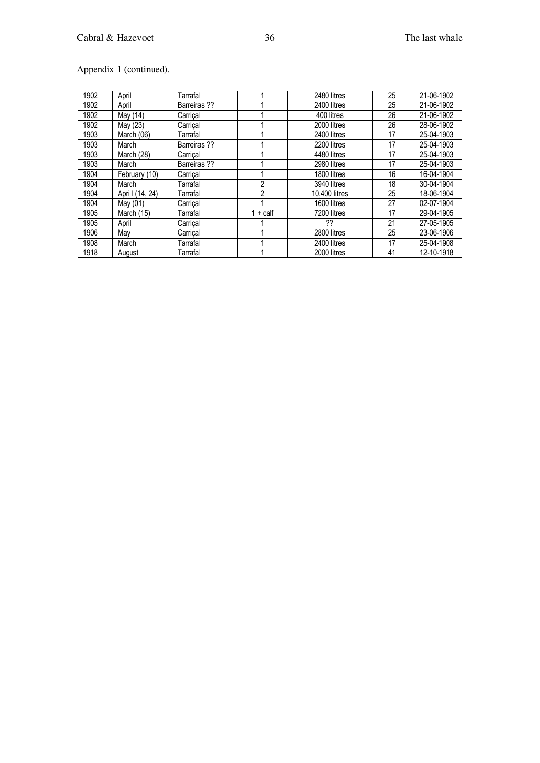Appendix 1 (continued).

| | | | | | | |
|---|---|---|---|---|---|---|
| 1902 | April | Tarrafal | 1 | 2480 litres | 25 | 21-06-1902 |
| 1902 | April | Barreiras ?? | 1 | 2400 litres | 25 | 21-06-1902 |
| 1902 | May (14) | Carriçal | 1 | 400 litres | 26 | 21-06-1902 |
| 1902 | May (23) | Carriçal | 1 | 2000 litres | 26 | 28-06-1902 |
| 1903 | March (06) | Tarrafal | 1 | 2400 litres | 17 | 25-04-1903 |
| 1903 | March | Barreiras ?? | 1 | 2200 litres | 17 | 25-04-1903 |
| 1903 | March (28) | Carriçal | 1 | 4480 litres | 17 | 25-04-1903 |
| 1903 | March | Barreiras ?? | 1 | 2980 litres | 17 | 25-04-1903 |
| 1904 | February (10) | Carriçal | 1 | 1800 litres | 16 | 16-04-1904 |
| 1904 | March | Tarrafal | 2 | 3940 litres | 18 | 30-04-1904 |
| 1904 | Apri l (14, 24) | Tarrafal | 2 | 10,400 litres | 25 | 18-06-1904 |
| 1904 | May (01) | Carriçal | 1 | 1600 litres | 27 | 02-07-1904 |
| 1905 | March (15) | Tarrafal | 1 + calf | 7200 litres | 17 | 29-04-1905 |
| 1905 | April | Carriçal | 1 | ?? | 21 | 27-05-1905 |
| 1906 | May | Carriçal | 1 | 2800 litres | 25 | 23-06-1906 |
| 1908 | March | Tarrafal | 1 | 2400 litres | 17 | 25-04-1908 |
| 1918 | August | Tarrafal | 1 | 2000 litres | 41 | 12-10-1918 |